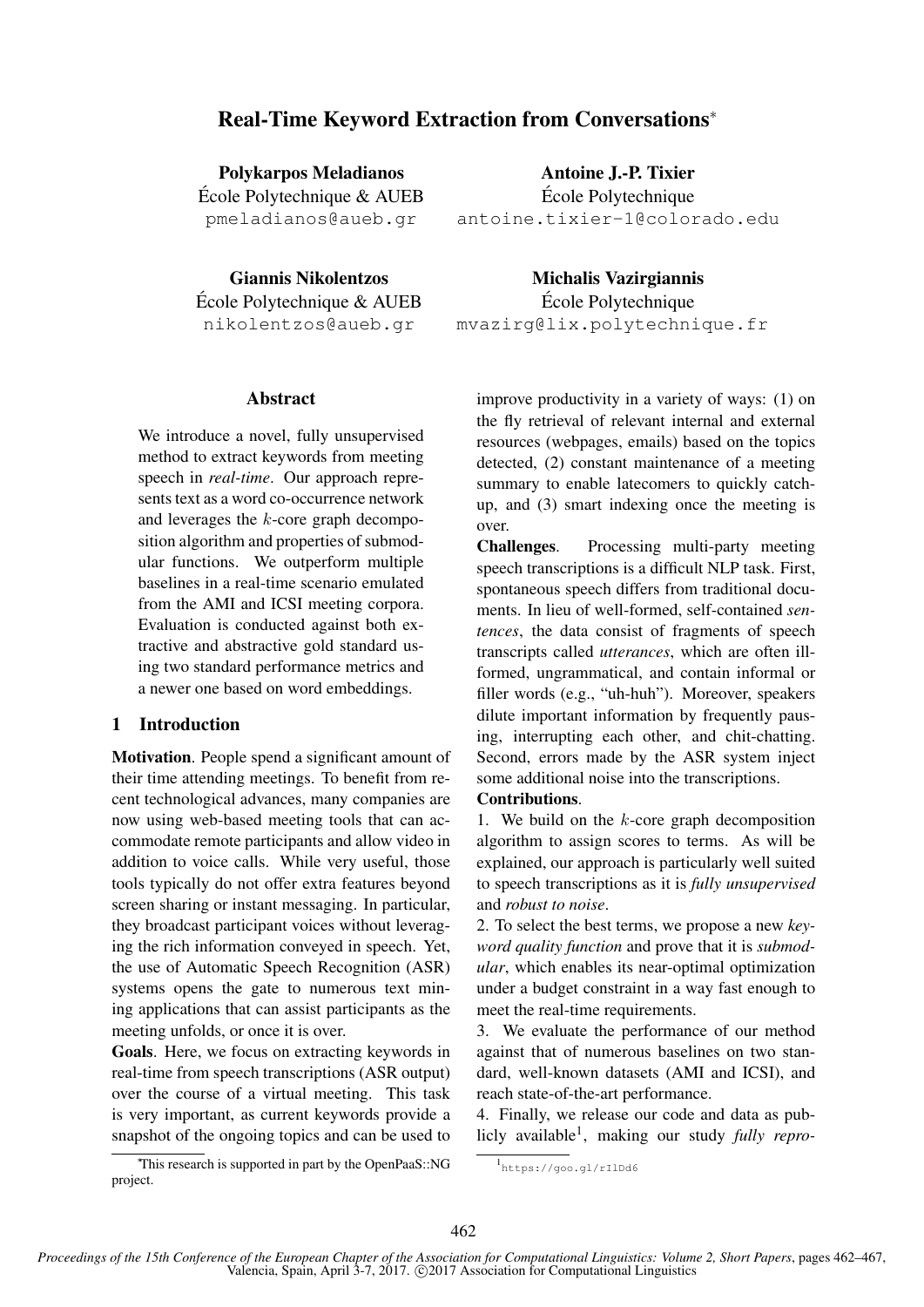# Real-Time Keyword Extraction from Conversations*

**Polykarpos Meladianos**
École Polytechnique & AUEB
pmeladianos@aueb.gr

**Antoine J.-P. Tixier**
École Polytechnique
antoine.tixier-1@colorado.edu

**Giannis Nikolentzos**
École Polytechnique & AUEB
nikolentzos@aueb.gr

**Michalis Vazirgiannis**
École Polytechnique
mvazirg@lix.polytechnique.fr

## Abstract

We introduce a novel, fully unsupervised method to extract keywords from meeting speech in *real-time*. Our approach represents text as a word co-occurrence network and leverages the $k$-core graph decomposition algorithm and properties of submodular functions. We outperform multiple baselines in a real-time scenario emulated from the AMI and ICSI meeting corpora. Evaluation is conducted against both extractive and abstractive gold standard using two standard performance metrics and a newer one based on word embeddings.

## 1 Introduction

**Motivation**. People spend a significant amount of their time attending meetings. To benefit from recent technological advances, many companies are now using web-based meeting tools that can accommodate remote participants and allow video in addition to voice calls. While very useful, those tools typically do not offer extra features beyond screen sharing or instant messaging. In particular, they broadcast participant voices without leveraging the rich information conveyed in speech. Yet, the use of Automatic Speech Recognition (ASR) systems opens the gate to numerous text mining applications that can assist participants as the meeting unfolds, or once it is over.

**Goals**. Here, we focus on extracting keywords in real-time from speech transcriptions (ASR output) over the course of a virtual meeting. This task is very important, as current keywords provide a snapshot of the ongoing topics and can be used to improve productivity in a variety of ways: (1) on the fly retrieval of relevant internal and external resources (webpages, emails) based on the topics detected, (2) constant maintenance of a meeting summary to enable latecomers to quickly catch-up, and (3) smart indexing once the meeting is over.

**Challenges**. Processing multi-party meeting speech transcriptions is a difficult NLP task. First, spontaneous speech differs from traditional documents. In lieu of well-formed, self-contained *sentences*, the data consist of fragments of speech transcripts called *utterances*, which are often ill-formed, ungrammatical, and contain informal or filler words (e.g., "uh-huh"). Moreover, speakers dilute important information by frequently pausing, interrupting each other, and chit-chatting. Second, errors made by the ASR system inject some additional noise into the transcriptions.

**Contributions**.

1. We build on the $k$-core graph decomposition algorithm to assign scores to terms. As will be explained, our approach is particularly well suited to speech transcriptions as it is *fully unsupervised* and *robust to noise*.
2. To select the best terms, we propose a new *keyword quality function* and prove that it is *submodular*, which enables its near-optimal optimization under a budget constraint in a way fast enough to meet the real-time requirements.
3. We evaluate the performance of our method against that of numerous baselines on two standard, well-known datasets (AMI and ICSI), and reach state-of-the-art performance.
4. Finally, we release our code and data as publicly available[1], making our study *fully repro-*

*This research is supported in part by the OpenPaaS::NG project.

[1] https://goo.gl/rIlDd6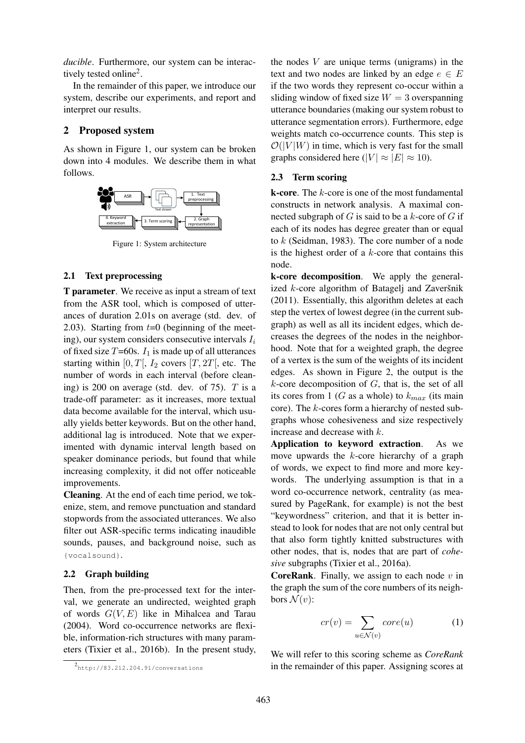*ducible*. Furthermore, our system can be interactively tested online[2].

In the remainder of this paper, we introduce our system, describe our experiments, and report and interpret our results.

## 2 Proposed system

As shown in Figure 1, our system can be broken down into 4 modules. We describe them in what follows.

Figure 1: System architecture

### 2.1 Text preprocessing

**T parameter**. We receive as input a stream of text from the ASR tool, which is composed of utterances of duration 2.01s on average (std. dev. of 2.03). Starting from $t$=0 (beginning of the meeting), our system considers consecutive intervals $I_i$ of fixed size $T$=60s. $I_1$ is made up of all utterances starting within $[0, T[$, $I_2$ covers $[T, 2T[$, etc. The number of words in each interval (before cleaning) is 200 on average (std. dev. of 75). $T$ is a trade-off parameter: as it increases, more textual data become available for the interval, which usually yields better keywords. But on the other hand, additional lag is introduced. Note that we experimented with dynamic interval length based on speaker dominance periods, but found that while increasing complexity, it did not offer noticeable improvements.

**Cleaning**. At the end of each time period, we tokenize, stem, and remove punctuation and standard stopwords from the associated utterances. We also filter out ASR-specific terms indicating inaudible sounds, pauses, and background noise, such as `{vocalsound}`.

### 2.2 Graph building

Then, from the pre-processed text for the interval, we generate an undirected, weighted graph of words $G(V, E)$ like in Mihalcea and Tarau (2004). Word co-occurrence networks are flexible, information-rich structures with many parameters (Tixier et al., 2016b). In the present study, the nodes $V$ are unique terms (unigrams) in the text and two nodes are linked by an edge $e \in E$ if the two words they represent co-occur within a sliding window of fixed size $W = 3$ overspanning utterance boundaries (making our system robust to utterance segmentation errors). Furthermore, edge weights match co-occurrence counts. This step is $\mathcal{O}(|V|W)$ in time, which is very fast for the small graphs considered here ($|V| \approx |E| \approx 10$).

### 2.3 Term scoring

**k-core**. The $k$-core is one of the most fundamental constructs in network analysis. A maximal connected subgraph of $G$ is said to be a $k$-core of $G$ if each of its nodes has degree greater than or equal to $k$ (Seidman, 1983). The core number of a node is the highest order of a $k$-core that contains this node.

**k-core decomposition**. We apply the generalized $k$-core algorithm of Batagelj and Zaveršnik (2011). Essentially, this algorithm deletes at each step the vertex of lowest degree (in the current subgraph) as well as all its incident edges, which decreases the degrees of the nodes in the neighborhood. Note that for a weighted graph, the degree of a vertex is the sum of the weights of its incident edges. As shown in Figure 2, the output is the $k$-core decomposition of $G$, that is, the set of all its cores from 1 ($G$ as a whole) to $k_{max}$ (its main core). The $k$-cores form a hierarchy of nested subgraphs whose cohesiveness and size respectively increase and decrease with $k$.

**Application to keyword extraction**. As we move upwards the $k$-core hierarchy of a graph of words, we expect to find more and more keywords. The underlying assumption is that in a word co-occurrence network, centrality (as measured by PageRank, for example) is not the best "keywordness" criterion, and that it is better instead to look for nodes that are not only central but that also form tightly knitted substructures with other nodes, that is, nodes that are part of *cohesive* subgraphs (Tixier et al., 2016a).

**CoreRank**. Finally, we assign to each node $v$ in the graph the sum of the core numbers of its neighbors $\mathcal{N}(v)$:

$$cr(v) = \sum_{u \in \mathcal{N}(v)} core(u) \tag{1}$$

We will refer to this scoring scheme as *CoreRank* in the remainder of this paper. Assigning scores at

---

[2] http://83.212.204.91/conversations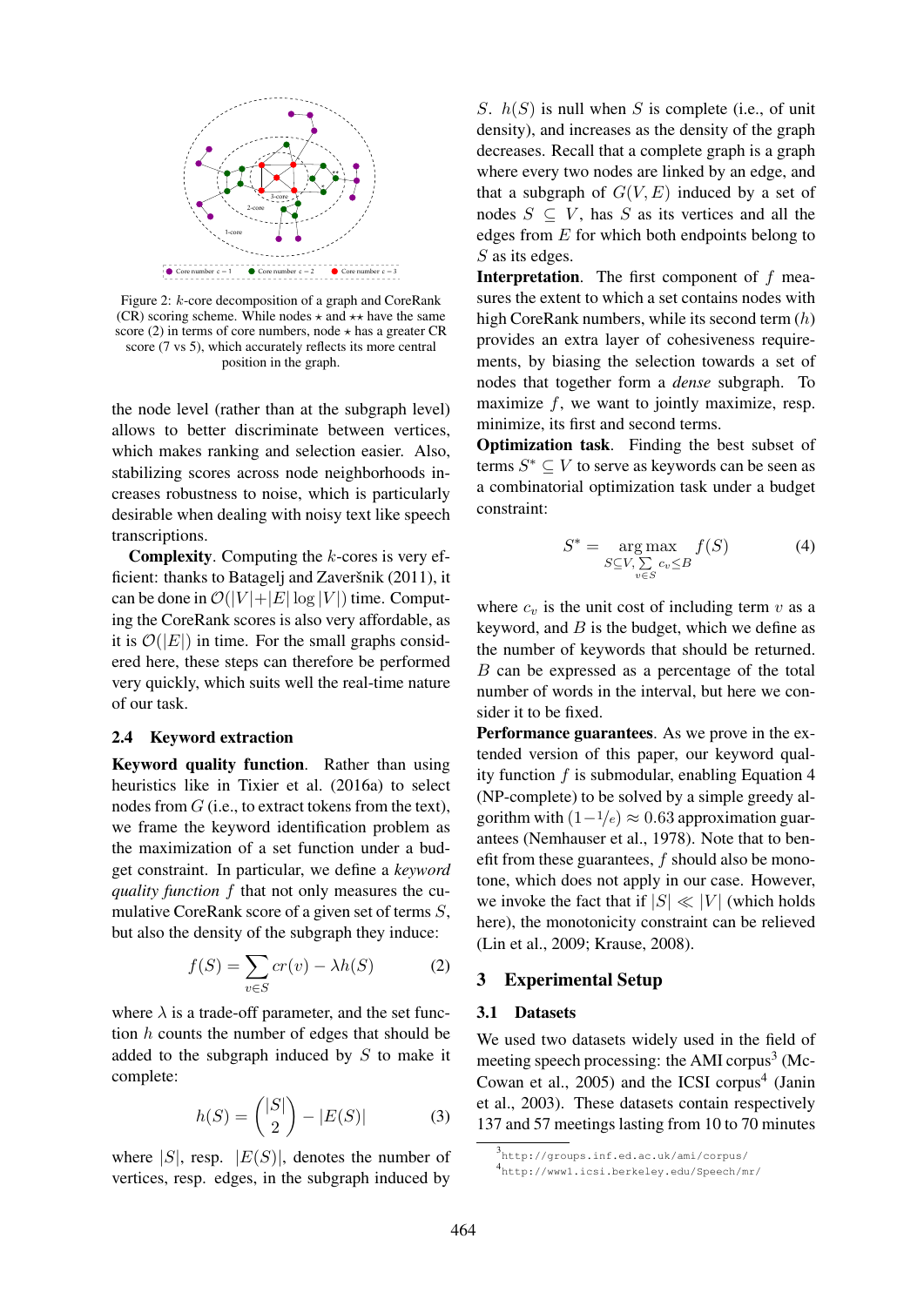Figure 2: $k$-core decomposition of a graph and CoreRank (CR) scoring scheme. While nodes ⋆ and ⋆⋆ have the same score (2) in terms of core numbers, node ⋆ has a greater CR score (7 vs 5), which accurately reflects its more central position in the graph.

the node level (rather than at the subgraph level) allows to better discriminate between vertices, which makes ranking and selection easier. Also, stabilizing scores across node neighborhoods increases robustness to noise, which is particularly desirable when dealing with noisy text like speech transcriptions.

**Complexity**. Computing the $k$-cores is very efficient: thanks to Batagelj and Zaveršnik (2011), it can be done in $\mathcal{O}(|V|+|E|\log|V|)$ time. Computing the CoreRank scores is also very affordable, as it is $\mathcal{O}(|E|)$ in time. For the small graphs considered here, these steps can therefore be performed very quickly, which suits well the real-time nature of our task.

### 2.4 Keyword extraction

**Keyword quality function**. Rather than using heuristics like in Tixier et al. (2016a) to select nodes from $G$ (i.e., to extract tokens from the text), we frame the keyword identification problem as the maximization of a set function under a budget constraint. In particular, we define a *keyword quality function* $f$ that not only measures the cumulative CoreRank score of a given set of terms $S$, but also the density of the subgraph they induce:

$$f(S) = \sum_{v \in S} cr(v) - \lambda h(S) \tag{2}$$

where $\lambda$ is a trade-off parameter, and the set function $h$ counts the number of edges that should be added to the subgraph induced by $S$ to make it complete:

$$h(S) = \binom{|S|}{2} - |E(S)| \tag{3}$$

where $|S|$, resp. $|E(S)|$, denotes the number of vertices, resp. edges, in the subgraph induced by $S$. $h(S)$ is null when $S$ is complete (i.e., of unit density), and increases as the density of the graph decreases. Recall that a complete graph is a graph where every two nodes are linked by an edge, and that a subgraph of $G(V, E)$ induced by a set of nodes $S \subseteq V$, has $S$ as its vertices and all the edges from $E$ for which both endpoints belong to $S$ as its edges.

**Interpretation**. The first component of $f$ measures the extent to which a set contains nodes with high CoreRank numbers, while its second term ($h$) provides an extra layer of cohesiveness requirements, by biasing the selection towards a set of nodes that together form a *dense* subgraph. To maximize $f$, we want to jointly maximize, resp. minimize, its first and second terms.

**Optimization task**. Finding the best subset of terms $S^* \subseteq V$ to serve as keywords can be seen as a combinatorial optimization task under a budget constraint:

$$S^* = \underset{S \subseteq V, \sum_{v \in S} c_v \leq B}{\arg\max} f(S) \tag{4}$$

where $c_v$ is the unit cost of including term $v$ as a keyword, and $B$ is the budget, which we define as the number of keywords that should be returned. $B$ can be expressed as a percentage of the total number of words in the interval, but here we consider it to be fixed.

**Performance guarantees**. As we prove in the extended version of this paper, our keyword quality function $f$ is submodular, enabling Equation 4 (NP-complete) to be solved by a simple greedy algorithm with $(1-1/e) \approx 0.63$ approximation guarantees (Nemhauser et al., 1978). Note that to benefit from these guarantees, $f$ should also be monotone, which does not apply in our case. However, we invoke the fact that if $|S| \ll |V|$ (which holds here), the monotonicity constraint can be relieved (Lin et al., 2009; Krause, 2008).

## 3 Experimental Setup

### 3.1 Datasets

We used two datasets widely used in the field of meeting speech processing: the AMI corpus[3] (McCowan et al., 2005) and the ICSI corpus[4] (Janin et al., 2003). These datasets contain respectively 137 and 57 meetings lasting from 10 to 70 minutes

[3] http://groups.inf.ed.ac.uk/ami/corpus/
[4] http://www1.icsi.berkeley.edu/Speech/mr/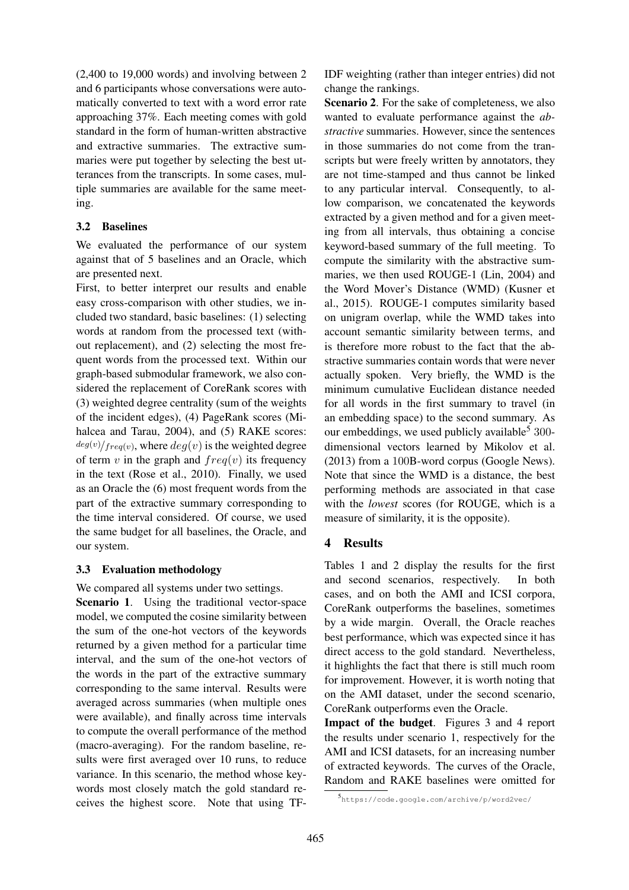(2,400 to 19,000 words) and involving between 2 and 6 participants whose conversations were automatically converted to text with a word error rate approaching 37%. Each meeting comes with gold standard in the form of human-written abstractive and extractive summaries. The extractive summaries were put together by selecting the best utterances from the transcripts. In some cases, multiple summaries are available for the same meeting.

### 3.2 Baselines

We evaluated the performance of our system against that of 5 baselines and an Oracle, which are presented next.

First, to better interpret our results and enable easy cross-comparison with other studies, we included two standard, basic baselines: (1) selecting words at random from the processed text (without replacement), and (2) selecting the most frequent words from the processed text. Within our graph-based submodular framework, we also considered the replacement of CoreRank scores with (3) weighted degree centrality (sum of the weights of the incident edges), (4) PageRank scores (Mihalcea and Tarau, 2004), and (5) RAKE scores: $^{deg(v)}/_{freq(v)}$, where $deg(v)$ is the weighted degree of term $v$ in the graph and $freq(v)$ its frequency in the text (Rose et al., 2010). Finally, we used as an Oracle the (6) most frequent words from the part of the extractive summary corresponding to the time interval considered. Of course, we used the same budget for all baselines, the Oracle, and our system.

### 3.3 Evaluation methodology

We compared all systems under two settings.

**Scenario 1**. Using the traditional vector-space model, we computed the cosine similarity between the sum of the one-hot vectors of the keywords returned by a given method for a particular time interval, and the sum of the one-hot vectors of the words in the part of the extractive summary corresponding to the same interval. Results were averaged across summaries (when multiple ones were available), and finally across time intervals to compute the overall performance of the method (macro-averaging). For the random baseline, results were first averaged over 10 runs, to reduce variance. In this scenario, the method whose keywords most closely match the gold standard receives the highest score. Note that using TF-IDF weighting (rather than integer entries) did not change the rankings.

**Scenario 2**. For the sake of completeness, we also wanted to evaluate performance against the *abstractive* summaries. However, since the sentences in those summaries do not come from the transcripts but were freely written by annotators, they are not time-stamped and thus cannot be linked to any particular interval. Consequently, to allow comparison, we concatenated the keywords extracted by a given method and for a given meeting from all intervals, thus obtaining a concise keyword-based summary of the full meeting. To compute the similarity with the abstractive summaries, we then used ROUGE-1 (Lin, 2004) and the Word Mover's Distance (WMD) (Kusner et al., 2015). ROUGE-1 computes similarity based on unigram overlap, while the WMD takes into account semantic similarity between terms, and is therefore more robust to the fact that the abstractive summaries contain words that were never actually spoken. Very briefly, the WMD is the minimum cumulative Euclidean distance needed for all words in the first summary to travel (in an embedding space) to the second summary. As our embeddings, we used publicly available[5] 300-dimensional vectors learned by Mikolov et al. (2013) from a 100B-word corpus (Google News). Note that since the WMD is a distance, the best performing methods are associated in that case with the *lowest* scores (for ROUGE, which is a measure of similarity, it is the opposite).

## 4 Results

Tables 1 and 2 display the results for the first and second scenarios, respectively. In both cases, and on both the AMI and ICSI corpora, CoreRank outperforms the baselines, sometimes by a wide margin. Overall, the Oracle reaches best performance, which was expected since it has direct access to the gold standard. Nevertheless, it highlights the fact that there is still much room for improvement. However, it is worth noting that on the AMI dataset, under the second scenario, CoreRank outperforms even the Oracle.

**Impact of the budget**. Figures 3 and 4 report the results under scenario 1, respectively for the AMI and ICSI datasets, for an increasing number of extracted keywords. The curves of the Oracle, Random and RAKE baselines were omitted for

[5] https://code.google.com/archive/p/word2vec/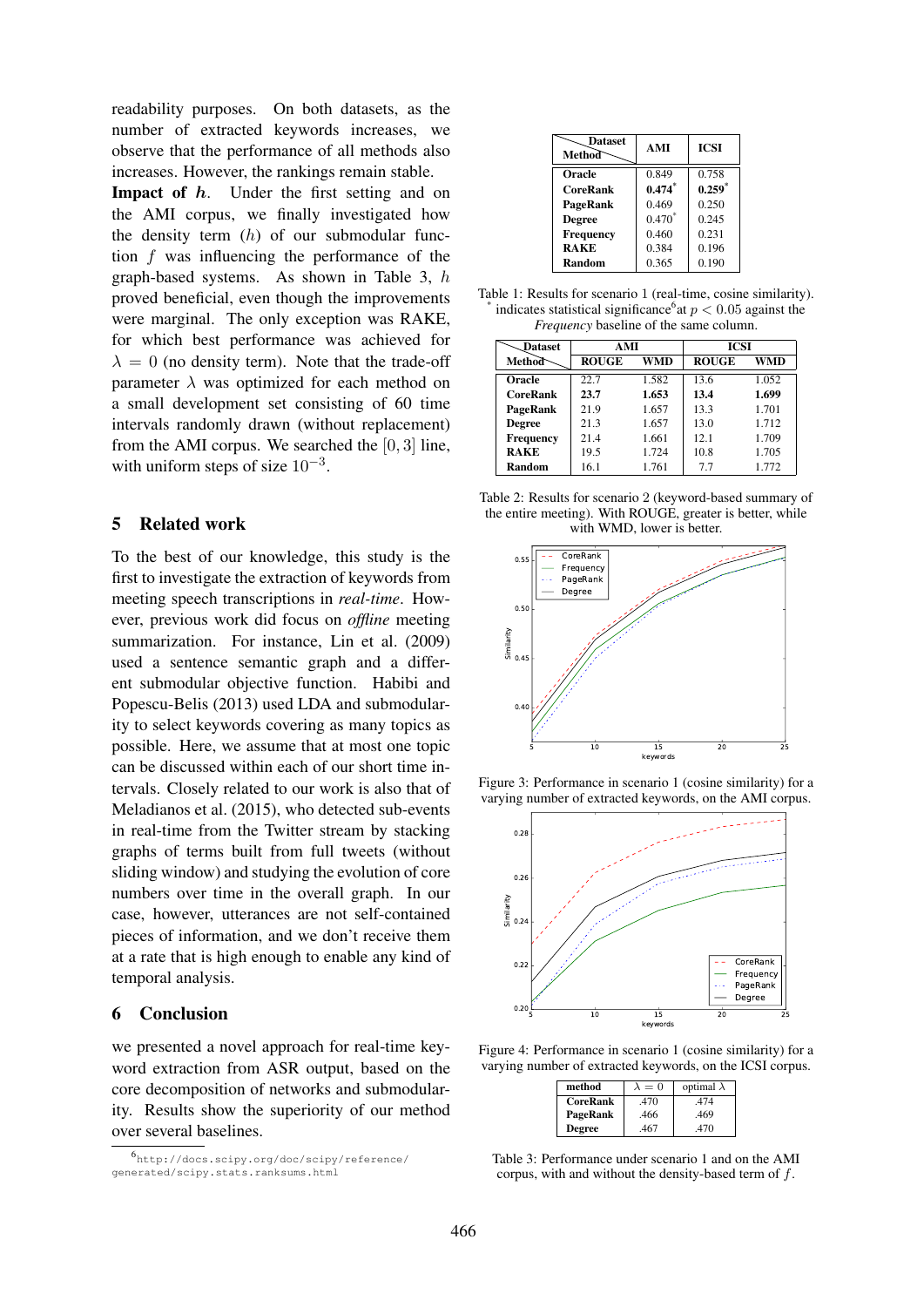readability purposes. On both datasets, as the number of extracted keywords increases, we observe that the performance of all methods also increases. However, the rankings remain stable.

**Impact of $h$.** Under the first setting and on the AMI corpus, we finally investigated how the density term ($h$) of our submodular function $f$ was influencing the performance of the graph-based systems. As shown in Table 3, $h$ proved beneficial, even though the improvements were marginal. The only exception was RAKE, for which best performance was achieved for $\lambda = 0$ (no density term). Note that the trade-off parameter $\lambda$ was optimized for each method on a small development set consisting of 60 time intervals randomly drawn (without replacement) from the AMI corpus. We searched the $[0, 3]$ line, with uniform steps of size $10^{-3}$.

## 5 Related work

To the best of our knowledge, this study is the first to investigate the extraction of keywords from meeting speech transcriptions in *real-time*. However, previous work did focus on *offline* meeting summarization. For instance, Lin et al. (2009) used a sentence semantic graph and a different submodular objective function. Habibi and Popescu-Belis (2013) used LDA and submodularity to select keywords covering as many topics as possible. Here, we assume that at most one topic can be discussed within each of our short time intervals. Closely related to our work is also that of Meladianos et al. (2015), who detected sub-events in real-time from the Twitter stream by stacking graphs of terms built from full tweets (without sliding window) and studying the evolution of core numbers over time in the overall graph. In our case, however, utterances are not self-contained pieces of information, and we don't receive them at a rate that is high enough to enable any kind of temporal analysis.

## 6 Conclusion

we presented a novel approach for real-time keyword extraction from ASR output, based on the core decomposition of networks and submodularity. Results show the superiority of our method over several baselines.

| Method \ Dataset | AMI | ICSI |
|---|---|---|
| **Oracle** | 0.849 | 0.758 |
| **CoreRank** | **0.474*** | **0.259*** |
| **PageRank** | 0.469 | 0.250 |
| **Degree** | 0.470* | 0.245 |
| **Frequency** | 0.460 | 0.231 |
| **RAKE** | 0.384 | 0.196 |
| **Random** | 0.365 | 0.190 |

Table 1: Results for scenario 1 (real-time, cosine similarity). * indicates statistical significance[6] at $p < 0.05$ against the *Frequency* baseline of the same column.

| Method \ Dataset | AMI | | ICSI | |
|---|---|---|---|---|
| | ROUGE | WMD | ROUGE | WMD |
| **Oracle** | 22.7 | 1.582 | 13.6 | 1.052 |
| **CoreRank** | **23.7** | **1.653** | **13.4** | **1.699** |
| **PageRank** | 21.9 | 1.657 | 13.3 | 1.701 |
| **Degree** | 21.3 | 1.657 | 13.0 | 1.712 |
| **Frequency** | 21.4 | 1.661 | 12.1 | 1.709 |
| **RAKE** | 19.5 | 1.724 | 10.8 | 1.705 |
| **Random** | 16.1 | 1.761 | 7.7 | 1.772 |

Table 2: Results for scenario 2 (keyword-based summary of the entire meeting). With ROUGE, greater is better, while with WMD, lower is better.

Figure 3: Performance in scenario 1 (cosine similarity) for a varying number of extracted keywords, on the AMI corpus.

Figure 4: Performance in scenario 1 (cosine similarity) for a varying number of extracted keywords, on the ICSI corpus.

| method | $\lambda = 0$ | optimal $\lambda$ |
|---|---|---|
| **CoreRank** | .470 | .474 |
| **PageRank** | .466 | .469 |
| **Degree** | .467 | .470 |

Table 3: Performance under scenario 1 and on the AMI corpus, with and without the density-based term of $f$.

[6] http://docs.scipy.org/doc/scipy/reference/generated/scipy.stats.ranksums.html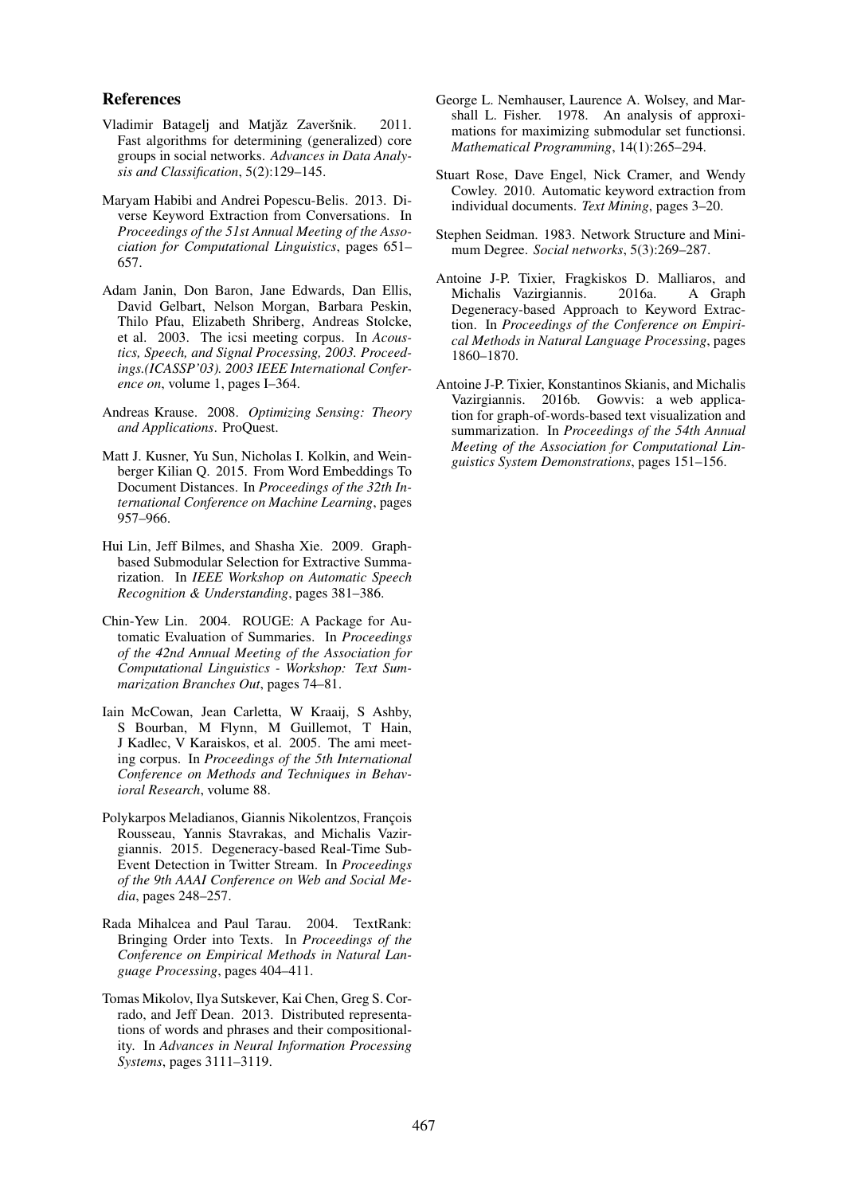## References

Vladimir Batagelj and Matjăz Zaveršnik. 2011. Fast algorithms for determining (generalized) core groups in social networks. *Advances in Data Analysis and Classification*, 5(2):129–145.

Maryam Habibi and Andrei Popescu-Belis. 2013. Diverse Keyword Extraction from Conversations. In *Proceedings of the 51st Annual Meeting of the Association for Computational Linguistics*, pages 651–657.

Adam Janin, Don Baron, Jane Edwards, Dan Ellis, David Gelbart, Nelson Morgan, Barbara Peskin, Thilo Pfau, Elizabeth Shriberg, Andreas Stolcke, et al. 2003. The icsi meeting corpus. In *Acoustics, Speech, and Signal Processing, 2003. Proceedings.(ICASSP'03). 2003 IEEE International Conference on*, volume 1, pages I–364.

Andreas Krause. 2008. *Optimizing Sensing: Theory and Applications*. ProQuest.

Matt J. Kusner, Yu Sun, Nicholas I. Kolkin, and Weinberger Kilian Q. 2015. From Word Embeddings To Document Distances. In *Proceedings of the 32th International Conference on Machine Learning*, pages 957–966.

Hui Lin, Jeff Bilmes, and Shasha Xie. 2009. Graph-based Submodular Selection for Extractive Summarization. In *IEEE Workshop on Automatic Speech Recognition & Understanding*, pages 381–386.

Chin-Yew Lin. 2004. ROUGE: A Package for Automatic Evaluation of Summaries. In *Proceedings of the 42nd Annual Meeting of the Association for Computational Linguistics - Workshop: Text Summarization Branches Out*, pages 74–81.

Iain McCowan, Jean Carletta, W Kraaij, S Ashby, S Bourban, M Flynn, M Guillemot, T Hain, J Kadlec, V Karaiskos, et al. 2005. The ami meeting corpus. In *Proceedings of the 5th International Conference on Methods and Techniques in Behavioral Research*, volume 88.

Polykarpos Meladianos, Giannis Nikolentzos, François Rousseau, Yannis Stavrakas, and Michalis Vazirgiannis. 2015. Degeneracy-based Real-Time Sub-Event Detection in Twitter Stream. In *Proceedings of the 9th AAAI Conference on Web and Social Media*, pages 248–257.

Rada Mihalcea and Paul Tarau. 2004. TextRank: Bringing Order into Texts. In *Proceedings of the Conference on Empirical Methods in Natural Language Processing*, pages 404–411.

Tomas Mikolov, Ilya Sutskever, Kai Chen, Greg S. Corrado, and Jeff Dean. 2013. Distributed representations of words and phrases and their compositionality. In *Advances in Neural Information Processing Systems*, pages 3111–3119.

George L. Nemhauser, Laurence A. Wolsey, and Marshall L. Fisher. 1978. An analysis of approximations for maximizing submodular set functionsi. *Mathematical Programming*, 14(1):265–294.

Stuart Rose, Dave Engel, Nick Cramer, and Wendy Cowley. 2010. Automatic keyword extraction from individual documents. *Text Mining*, pages 3–20.

Stephen Seidman. 1983. Network Structure and Minimum Degree. *Social networks*, 5(3):269–287.

Antoine J-P. Tixier, Fragkiskos D. Malliaros, and Michalis Vazirgiannis. 2016a. A Graph Degeneracy-based Approach to Keyword Extraction. In *Proceedings of the Conference on Empirical Methods in Natural Language Processing*, pages 1860–1870.

Antoine J-P. Tixier, Konstantinos Skianis, and Michalis Vazirgiannis. 2016b. Gowvis: a web application for graph-of-words-based text visualization and summarization. In *Proceedings of the 54th Annual Meeting of the Association for Computational Linguistics System Demonstrations*, pages 151–156.